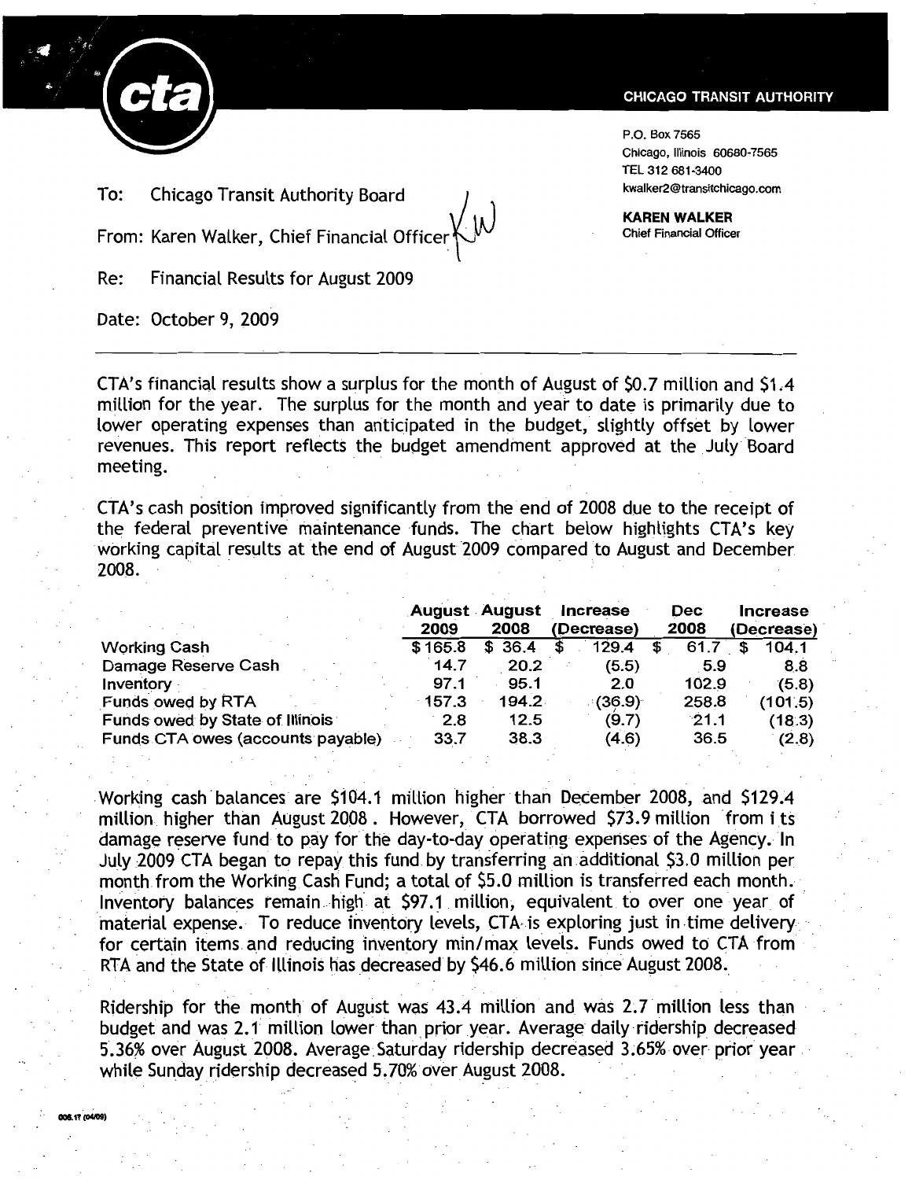**CHICAGO TRANSIT AUTHORITY**

P.O. Box 7565
Chicago, Illinois 60680-7565
TEL 312 681-3400
kwalker2@transitchicago.com

**KAREN WALKER**
Chief Financial Officer

To: Chicago Transit Authority Board

From: Karen Walker, Chief Financial Officer

Re: Financial Results for August 2009

Date: October 9, 2009

---

CTA's financial results show a surplus for the month of August of $0.7 million and $1.4 million for the year. The surplus for the month and year to date is primarily due to lower operating expenses than anticipated in the budget, slightly offset by lower revenues. This report reflects the budget amendment approved at the July Board meeting.

CTA's cash position improved significantly from the end of 2008 due to the receipt of the federal preventive maintenance funds. The chart below highlights CTA's key working capital results at the end of August 2009 compared to August and December 2008.

| | August 2009 | August 2008 | Increase (Decrease) | Dec 2008 | Increase (Decrease) |
|---|---|---|---|---|---|
| Working Cash | $ 165.8 | $ 36.4 | $ 129.4 | $ 61.7 | $ 104.1 |
| Damage Reserve Cash | 14.7 | 20.2 | (5.5) | 5.9 | 8.8 |
| Inventory | 97.1 | 95.1 | 2.0 | 102.9 | (5.8) |
| Funds owed by RTA | 157.3 | 194.2 | (36.9) | 258.8 | (101.5) |
| Funds owed by State of Illinois | 2.8 | 12.5 | (9.7) | 21.1 | (18.3) |
| Funds CTA owes (accounts payable) | 33.7 | 38.3 | (4.6) | 36.5 | (2.8) |

Working cash balances are $104.1 million higher than December 2008, and $129.4 million higher than August 2008. However, CTA borrowed $73.9 million from its damage reserve fund to pay for the day-to-day operating expenses of the Agency. In July 2009 CTA began to repay this fund by transferring an additional $3.0 million per month from the Working Cash Fund; a total of $5.0 million is transferred each month. Inventory balances remain high at $97.1 million, equivalent to over one year of material expense. To reduce inventory levels, CTA is exploring just in time delivery for certain items and reducing inventory min/max levels. Funds owed to CTA from RTA and the State of Illinois has decreased by $46.6 million since August 2008.

Ridership for the month of August was 43.4 million and was 2.7 million less than budget and was 2.1 million lower than prior year. Average daily ridership decreased 5.36% over August 2008. Average Saturday ridership decreased 3.65% over prior year while Sunday ridership decreased 5.70% over August 2008.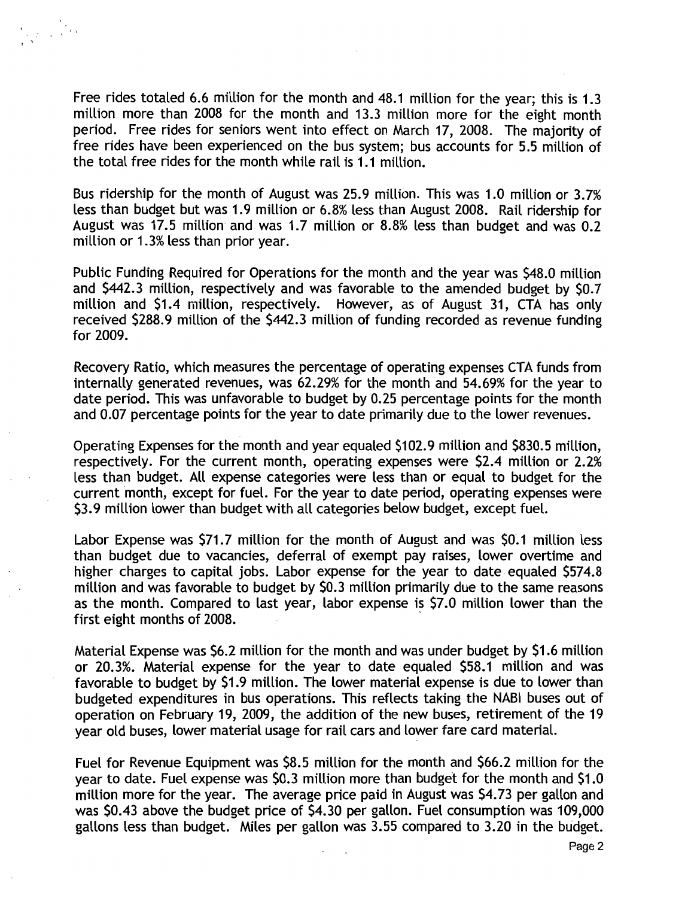Free rides totaled 6.6 million for the month and 48.1 million for the year; this is 1.3 million more than 2008 for the month and 13.3 million more for the eight month period. Free rides for seniors went into effect on March 17, 2008. The majority of free rides have been experienced on the bus system; bus accounts for 5.5 million of the total free rides for the month while rail is 1.1 million.

Bus ridership for the month of August was 25.9 million. This was 1.0 million or 3.7% less than budget but was 1.9 million or 6.8% less than August 2008. Rail ridership for August was 17.5 million and was 1.7 million or 8.8% less than budget and was 0.2 million or 1.3% less than prior year.

Public Funding Required for Operations for the month and the year was $48.0 million and $442.3 million, respectively and was favorable to the amended budget by $0.7 million and $1.4 million, respectively. However, as of August 31, CTA has only received $288.9 million of the $442.3 million of funding recorded as revenue funding for 2009.

Recovery Ratio, which measures the percentage of operating expenses CTA funds from internally generated revenues, was 62.29% for the month and 54.69% for the year to date period. This was unfavorable to budget by 0.25 percentage points for the month and 0.07 percentage points for the year to date primarily due to the lower revenues.

Operating Expenses for the month and year equaled $102.9 million and $830.5 million, respectively. For the current month, operating expenses were $2.4 million or 2.2% less than budget. All expense categories were less than or equal to budget for the current month, except for fuel. For the year to date period, operating expenses were $3.9 million lower than budget with all categories below budget, except fuel.

Labor Expense was $71.7 million for the month of August and was $0.1 million less than budget due to vacancies, deferral of exempt pay raises, lower overtime and higher charges to capital jobs. Labor expense for the year to date equaled $574.8 million and was favorable to budget by $0.3 million primarily due to the same reasons as the month. Compared to last year, labor expense is $7.0 million lower than the first eight months of 2008.

Material Expense was $6.2 million for the month and was under budget by $1.6 million or 20.3%. Material expense for the year to date equaled $58.1 million and was favorable to budget by $1.9 million. The lower material expense is due to lower than budgeted expenditures in bus operations. This reflects taking the NABI buses out of operation on February 19, 2009, the addition of the new buses, retirement of the 19 year old buses, lower material usage for rail cars and lower fare card material.

Fuel for Revenue Equipment was $8.5 million for the month and $66.2 million for the year to date. Fuel expense was $0.3 million more than budget for the month and $1.0 million more for the year. The average price paid in August was $4.73 per gallon and was $0.43 above the budget price of $4.30 per gallon. Fuel consumption was 109,000 gallons less than budget. Miles per gallon was 3.55 compared to 3.20 in the budget.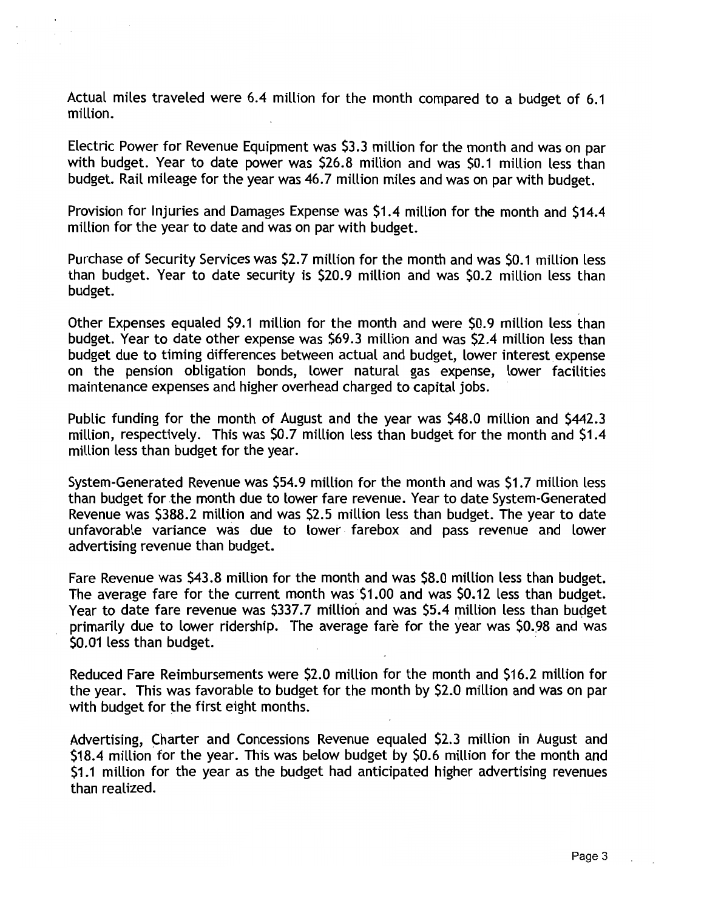Actual miles traveled were 6.4 million for the month compared to a budget of 6.1 million.

Electric Power for Revenue Equipment was $3.3 million for the month and was on par with budget. Year to date power was $26.8 million and was $0.1 million less than budget. Rail mileage for the year was 46.7 million miles and was on par with budget.

Provision for Injuries and Damages Expense was $1.4 million for the month and $14.4 million for the year to date and was on par with budget.

Purchase of Security Services was $2.7 million for the month and was $0.1 million less than budget. Year to date security is $20.9 million and was $0.2 million less than budget.

Other Expenses equaled $9.1 million for the month and were $0.9 million less than budget. Year to date other expense was $69.3 million and was $2.4 million less than budget due to timing differences between actual and budget, lower interest expense on the pension obligation bonds, lower natural gas expense, lower facilities maintenance expenses and higher overhead charged to capital jobs.

Public funding for the month of August and the year was $48.0 million and $442.3 million, respectively. This was $0.7 million less than budget for the month and $1.4 million less than budget for the year.

System-Generated Revenue was $54.9 million for the month and was $1.7 million less than budget for the month due to lower fare revenue. Year to date System-Generated Revenue was $388.2 million and was $2.5 million less than budget. The year to date unfavorable variance was due to lower farebox and pass revenue and lower advertising revenue than budget.

Fare Revenue was $43.8 million for the month and was $8.0 million less than budget. The average fare for the current month was $1.00 and was $0.12 less than budget. Year to date fare revenue was $337.7 million and was $5.4 million less than budget primarily due to lower ridership. The average fare for the year was $0.98 and was $0.01 less than budget.

Reduced Fare Reimbursements were $2.0 million for the month and $16.2 million for the year. This was favorable to budget for the month by $2.0 million and was on par with budget for the first eight months.

Advertising, Charter and Concessions Revenue equaled $2.3 million in August and $18.4 million for the year. This was below budget by $0.6 million for the month and $1.1 million for the year as the budget had anticipated higher advertising revenues than realized.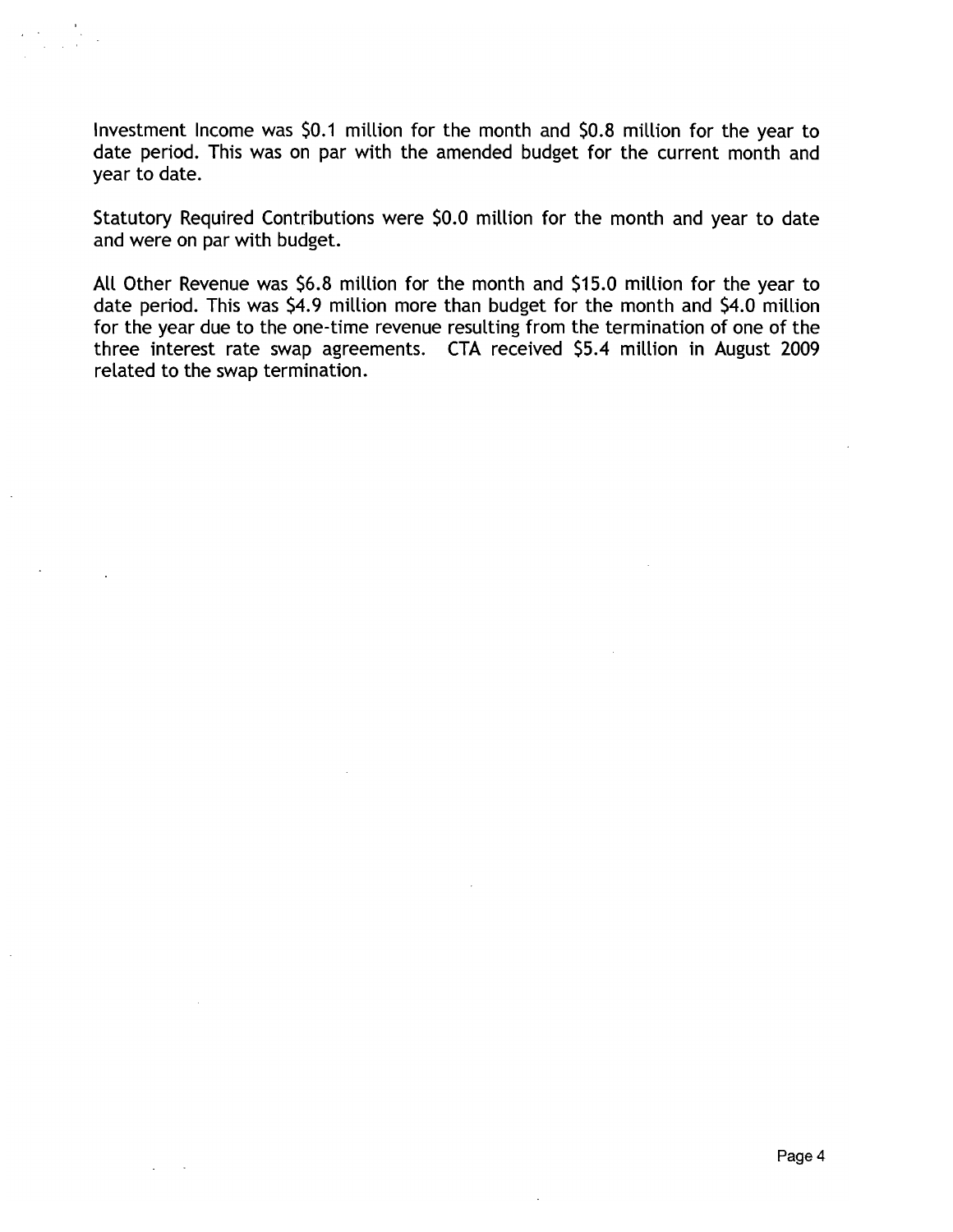Investment Income was $0.1 million for the month and $0.8 million for the year to date period. This was on par with the amended budget for the current month and year to date.

Statutory Required Contributions were $0.0 million for the month and year to date and were on par with budget.

All Other Revenue was $6.8 million for the month and $15.0 million for the year to date period. This was $4.9 million more than budget for the month and $4.0 million for the year due to the one-time revenue resulting from the termination of one of the three interest rate swap agreements. CTA received $5.4 million in August 2009 related to the swap termination.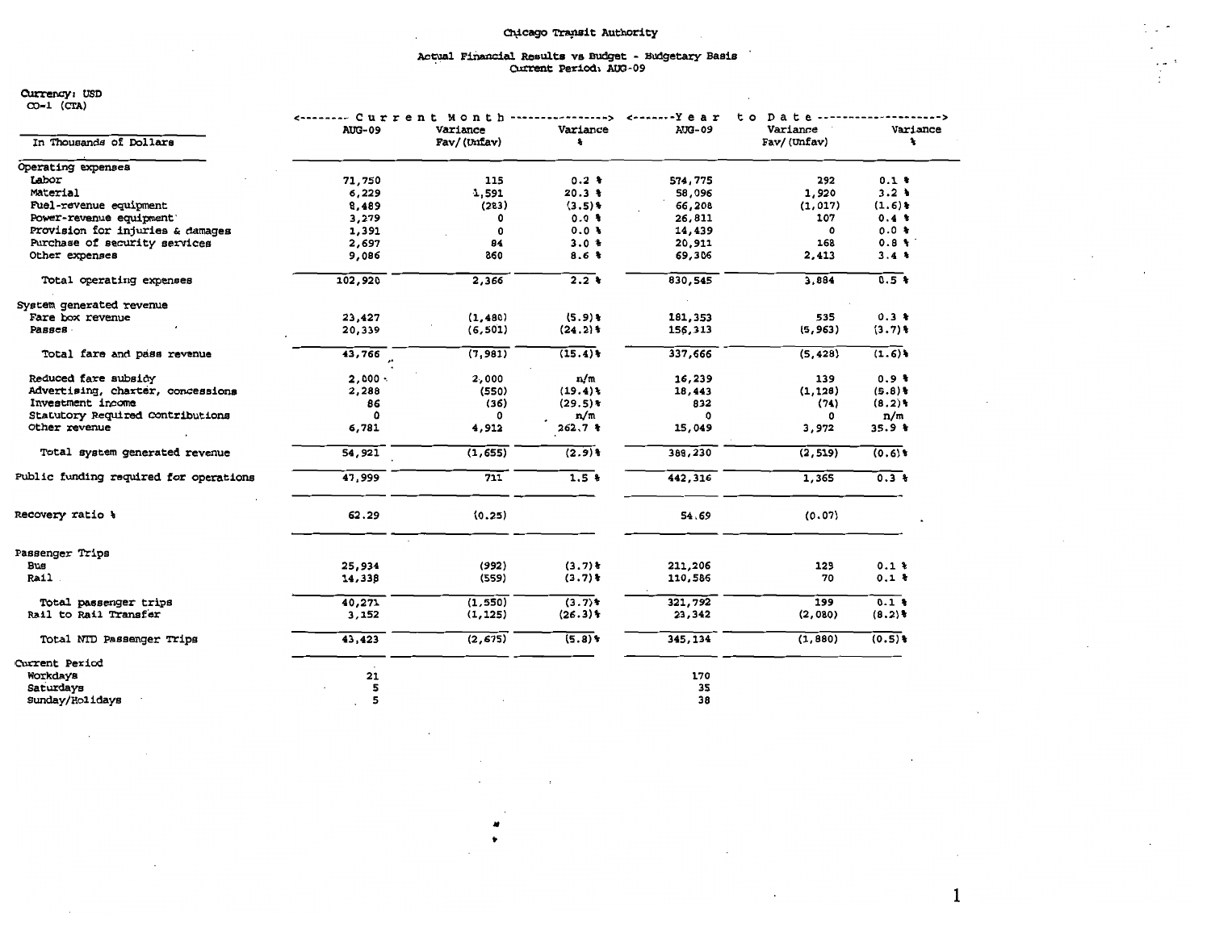Chicago Transit Authority

Actual Financial Results vs Budget - Budgetary Basis
Current Period: AUG-09

Currency: USD
CO-1 (CTA)

| In Thousands of Dollars | Current Month AUG-09 | Current Month Variance Fav/(Unfav) | Current Month Variance % | Year to Date AUG-09 | Year to Date Variance Fav/(Unfav) | Year to Date Variance % |
|---|---|---|---|---|---|---|
| **Operating expenses** | | | | | | |
| Labor | 71,750 | 115 | 0.2 % | 574,775 | 292 | 0.1 % |
| Material | 6,229 | 1,591 | 20.3 % | 58,096 | 1,920 | 3.2 % |
| Fuel-revenue equipment | 8,489 | (283) | (3.5)% | 66,208 | (1,017) | (1.6)% |
| Power-revenue equipment | 3,279 | 0 | 0.0 % | 26,811 | 107 | 0.4 % |
| Provision for injuries & damages | 1,391 | 0 | 0.0 % | 14,439 | 0 | 0.0 % |
| Purchase of security services | 2,697 | 84 | 3.0 % | 20,911 | 168 | 0.8 % |
| Other expenses | 9,086 | 860 | 8.6 % | 69,306 | 2,413 | 3.4 % |
| Total operating expenses | 102,920 | 2,366 | 2.2 % | 830,545 | 3,884 | 0.5 % |
| **System generated revenue** | | | | | | |
| Fare box revenue | 23,427 | (1,480) | (5.9)% | 181,353 | 535 | 0.3 % |
| Passes | 20,339 | (6,501) | (24.2)% | 156,313 | (5,963) | (3.7)% |
| Total fare and pass revenue | 43,766 | (7,981) | (15.4)% | 337,666 | (5,428) | (1.6)% |
| Reduced fare subsidy | 2,000 | 2,000 | n/m | 16,239 | 139 | 0.9 % |
| Advertising, charter, concessions | 2,288 | (550) | (19.4)% | 18,443 | (1,128) | (5.8)% |
| Investment income | 86 | (36) | (29.5)% | 832 | (74) | (8.2)% |
| Statutory Required Contributions | 0 | 0 | n/m | 0 | 0 | n/m |
| Other revenue | 6,781 | 4,912 | 262.7 % | 15,049 | 3,972 | 35.9 % |
| Total system generated revenue | 54,921 | (1,655) | (2.9)% | 388,230 | (2,519) | (0.6)% |
| Public funding required for operations | 47,999 | 711 | 1.5 % | 442,316 | 1,365 | 0.3 % |
| Recovery ratio % | 62.29 | (0.25) | | 54.69 | (0.07) | |
| **Passenger Trips** | | | | | | |
| Bus | 25,934 | (992) | (3.7)% | 211,206 | 129 | 0.1 % |
| Rail | 14,338 | (559) | (3.7)% | 110,586 | 70 | 0.1 % |
| Total passenger trips | 40,271 | (1,550) | (3.7)% | 321,792 | 199 | 0.1 % |
| Rail to Rail Transfer | 3,152 | (1,125) | (26.3)% | 23,342 | (2,080) | (8.2)% |
| Total NTD Passenger Trips | 43,423 | (2,675) | (5.8)% | 345,134 | (1,880) | (0.5)% |
| **Current Period** | | | | | | |
| Workdays | 21 | | | 170 | | |
| Saturdays | 5 | | | 35 | | |
| Sunday/Holidays | 5 | | | 38 | | |